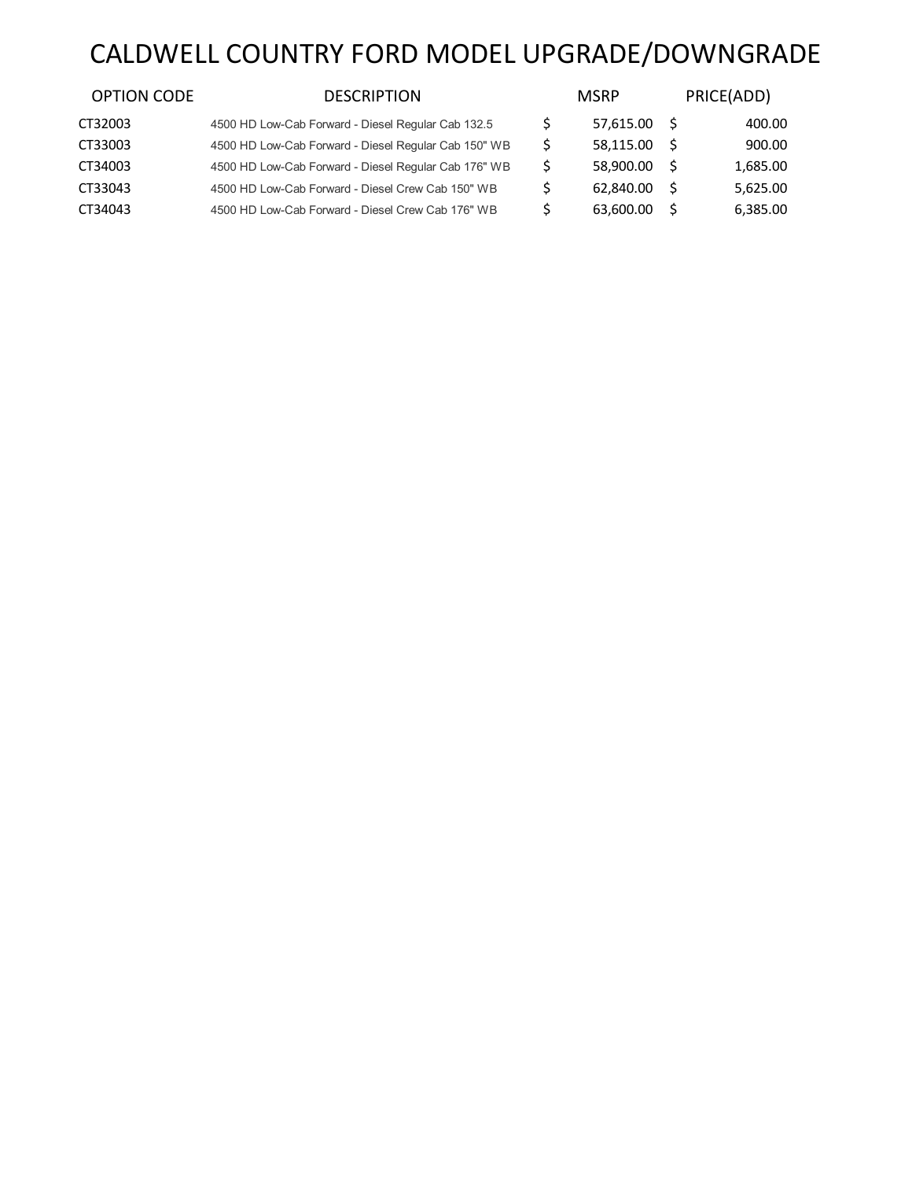# CALDWELL COUNTRY FORD MODEL UPGRADE/DOWNGRADE

| OPTION CODE | DESCRIPTION | MSRP | PRICE(ADD) |
|---|---|---|---|
| CT32003 | 4500 HD Low-Cab Forward - Diesel Regular Cab 132.5 | $ 57,615.00 | $ 400.00 |
| CT33003 | 4500 HD Low-Cab Forward - Diesel Regular Cab 150" WB | $ 58,115.00 | $ 900.00 |
| CT34003 | 4500 HD Low-Cab Forward - Diesel Regular Cab 176" WB | $ 58,900.00 | $ 1,685.00 |
| CT33043 | 4500 HD Low-Cab Forward - Diesel Crew Cab 150" WB | $ 62,840.00 | $ 5,625.00 |
| CT34043 | 4500 HD Low-Cab Forward - Diesel Crew Cab 176" WB | $ 63,600.00 | $ 6,385.00 |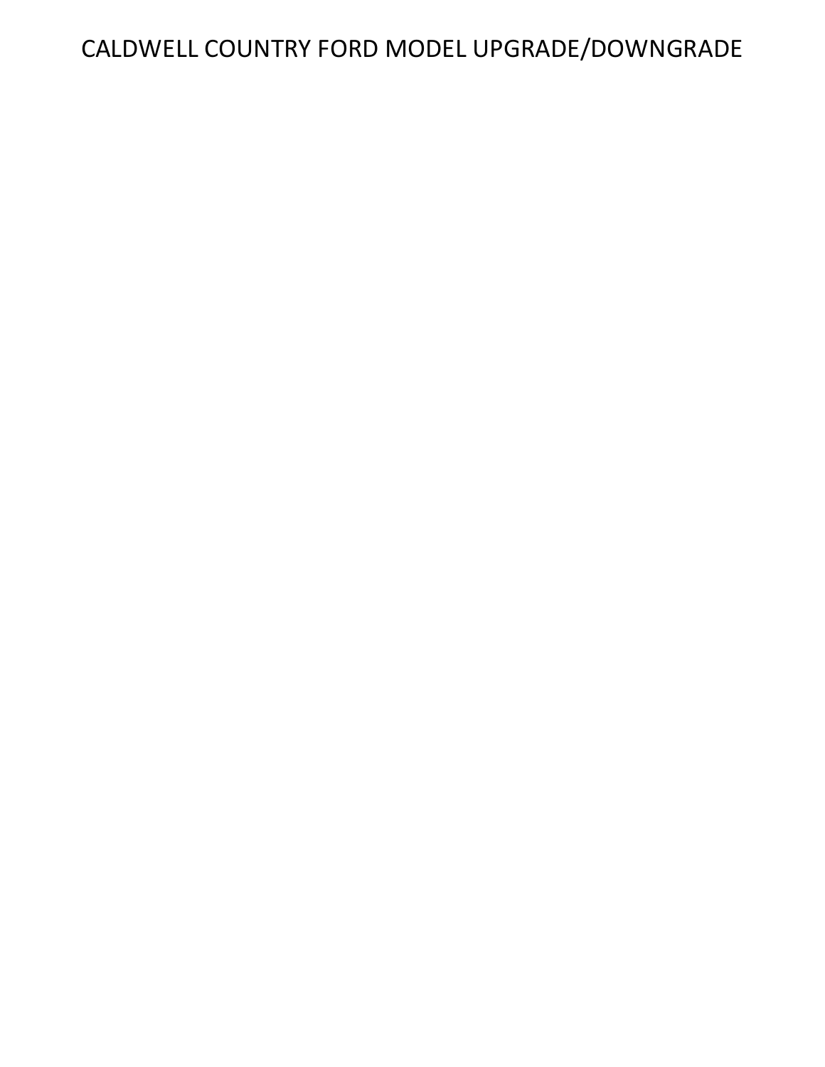# CALDWELL COUNTRY FORD MODEL UPGRADE/DOWNGRADE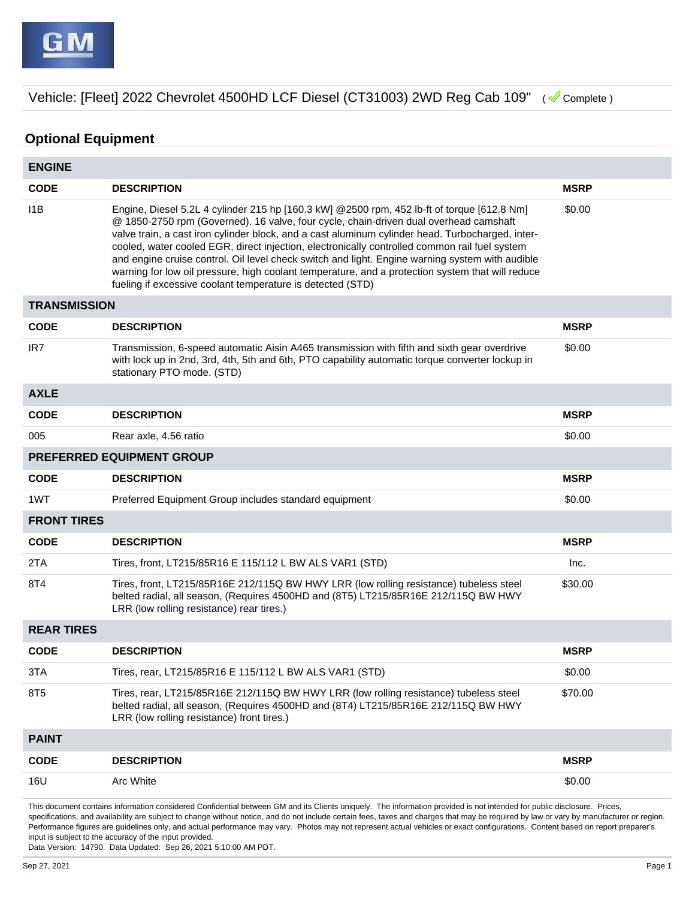Vehicle: [Fleet] 2022 Chevrolet 4500HD LCF Diesel (CT31003) 2WD Reg Cab 109" ( Complete )

## Optional Equipment

### ENGINE

| CODE | DESCRIPTION | MSRP |
|---|---|---|
| I1B | Engine, Diesel 5.2L 4 cylinder 215 hp [160.3 kW] @2500 rpm, 452 lb-ft of torque [612.8 Nm] @ 1850-2750 rpm (Governed). 16 valve, four cycle, chain-driven dual overhead camshaft valve train, a cast iron cylinder block, and a cast aluminum cylinder head. Turbocharged, inter-cooled, water cooled EGR, direct injection, electronically controlled common rail fuel system and engine cruise control. Oil level check switch and light. Engine warning system with audible warning for low oil pressure, high coolant temperature, and a protection system that will reduce fueling if excessive coolant temperature is detected (STD) | $0.00 |

### TRANSMISSION

| CODE | DESCRIPTION | MSRP |
|---|---|---|
| IR7 | Transmission, 6-speed automatic Aisin A465 transmission with fifth and sixth gear overdrive with lock up in 2nd, 3rd, 4th, 5th and 6th, PTO capability automatic torque converter lockup in stationary PTO mode. (STD) | $0.00 |

### AXLE

| CODE | DESCRIPTION | MSRP |
|---|---|---|
| 005 | Rear axle, 4.56 ratio | $0.00 |

### PREFERRED EQUIPMENT GROUP

| CODE | DESCRIPTION | MSRP |
|---|---|---|
| 1WT | Preferred Equipment Group includes standard equipment | $0.00 |

### FRONT TIRES

| CODE | DESCRIPTION | MSRP |
|---|---|---|
| 2TA | Tires, front, LT215/85R16 E 115/112 L BW ALS VAR1 (STD) | Inc. |
| 8T4 | Tires, front, LT215/85R16E 212/115Q BW HWY LRR (low rolling resistance) tubeless steel belted radial, all season, (Requires 4500HD and (8T5) LT215/85R16E 212/115Q BW HWY LRR (low rolling resistance) rear tires.) | $30.00 |

### REAR TIRES

| CODE | DESCRIPTION | MSRP |
|---|---|---|
| 3TA | Tires, rear, LT215/85R16 E 115/112 L BW ALS VAR1 (STD) | $0.00 |
| 8T5 | Tires, rear, LT215/85R16E 212/115Q BW HWY LRR (low rolling resistance) tubeless steel belted radial, all season, (Requires 4500HD and (8T4) LT215/85R16E 212/115Q BW HWY LRR (low rolling resistance) front tires.) | $70.00 |

### PAINT

| CODE | DESCRIPTION | MSRP |
|---|---|---|
| 16U | Arc White | $0.00 |

This document contains information considered Confidential between GM and its Clients uniquely. The information provided is not intended for public disclosure. Prices, specifications, and availability are subject to change without notice, and do not include certain fees, taxes and charges that may be required by law or vary by manufacturer or region. Performance figures are guidelines only, and actual performance may vary. Photos may not represent actual vehicles or exact configurations. Content based on report preparer's input is subject to the accuracy of the input provided.
Data Version: 14790. Data Updated: Sep 26, 2021 5:10:00 AM PDT.

Sep 27, 2021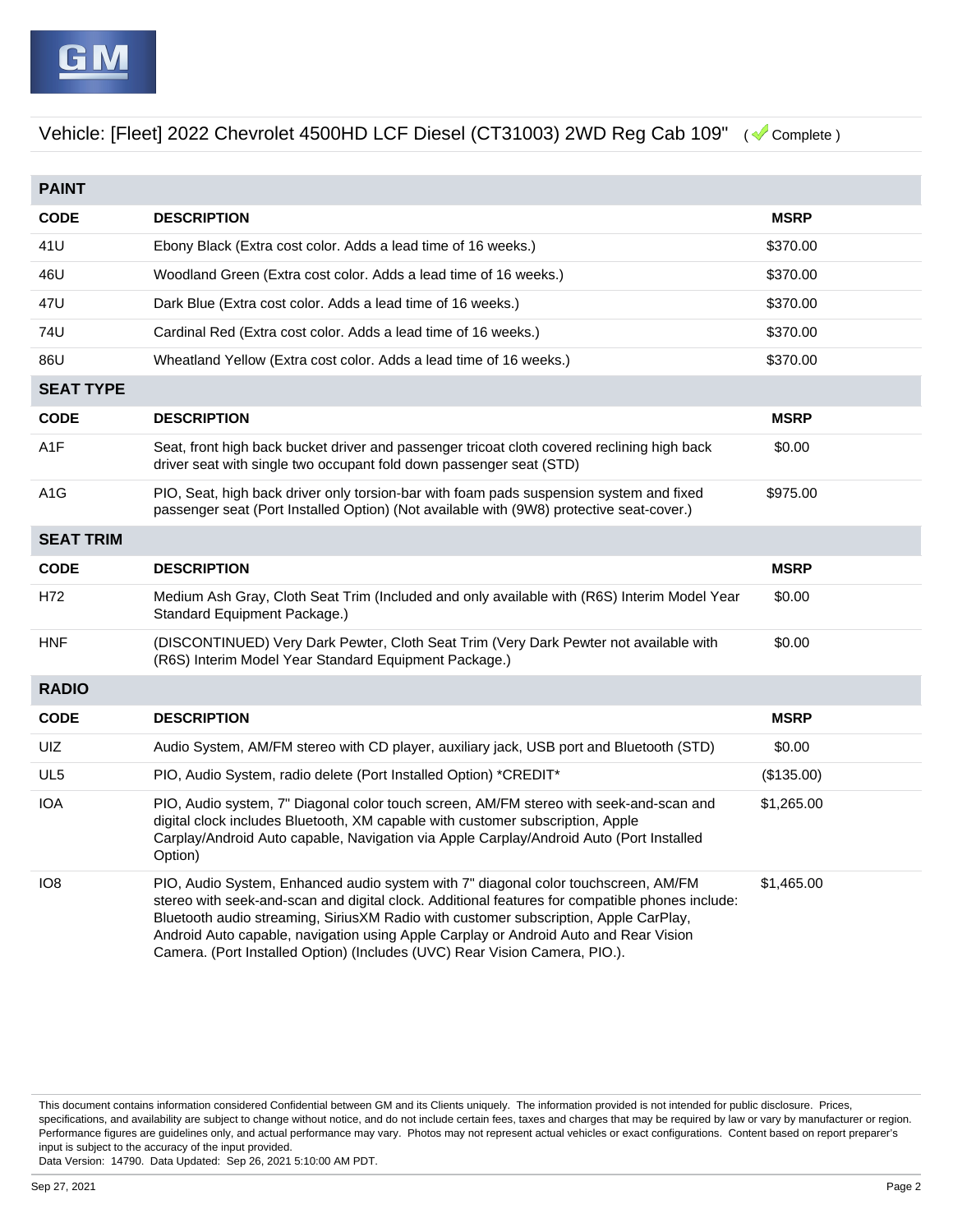Vehicle: [Fleet] 2022 Chevrolet 4500HD LCF Diesel (CT31003) 2WD Reg Cab 109" ( Complete )

## PAINT

| CODE | DESCRIPTION | MSRP |
|---|---|---|
| 41U | Ebony Black (Extra cost color. Adds a lead time of 16 weeks.) | $370.00 |
| 46U | Woodland Green (Extra cost color. Adds a lead time of 16 weeks.) | $370.00 |
| 47U | Dark Blue (Extra cost color. Adds a lead time of 16 weeks.) | $370.00 |
| 74U | Cardinal Red (Extra cost color. Adds a lead time of 16 weeks.) | $370.00 |
| 86U | Wheatland Yellow (Extra cost color. Adds a lead time of 16 weeks.) | $370.00 |

## SEAT TYPE

| CODE | DESCRIPTION | MSRP |
|---|---|---|
| A1F | Seat, front high back bucket driver and passenger tricoat cloth covered reclining high back driver seat with single two occupant fold down passenger seat (STD) | $0.00 |
| A1G | PIO, Seat, high back driver only torsion-bar with foam pads suspension system and fixed passenger seat (Port Installed Option) (Not available with (9W8) protective seat-cover.) | $975.00 |

## SEAT TRIM

| CODE | DESCRIPTION | MSRP |
|---|---|---|
| H72 | Medium Ash Gray, Cloth Seat Trim (Included and only available with (R6S) Interim Model Year Standard Equipment Package.) | $0.00 |
| HNF | (DISCONTINUED) Very Dark Pewter, Cloth Seat Trim (Very Dark Pewter not available with (R6S) Interim Model Year Standard Equipment Package.) | $0.00 |

## RADIO

| CODE | DESCRIPTION | MSRP |
|---|---|---|
| UIZ | Audio System, AM/FM stereo with CD player, auxiliary jack, USB port and Bluetooth (STD) | $0.00 |
| UL5 | PIO, Audio System, radio delete (Port Installed Option) *CREDIT* | ($135.00) |
| IOA | PIO, Audio system, 7" Diagonal color touch screen, AM/FM stereo with seek-and-scan and digital clock includes Bluetooth, XM capable with customer subscription, Apple Carplay/Android Auto capable, Navigation via Apple Carplay/Android Auto (Port Installed Option) | $1,265.00 |
| IO8 | PIO, Audio System, Enhanced audio system with 7" diagonal color touchscreen, AM/FM stereo with seek-and-scan and digital clock. Additional features for compatible phones include: Bluetooth audio streaming, SiriusXM Radio with customer subscription, Apple CarPlay, Android Auto capable, navigation using Apple Carplay or Android Auto and Rear Vision Camera. (Port Installed Option) (Includes (UVC) Rear Vision Camera, PIO.). | $1,465.00 |

This document contains information considered Confidential between GM and its Clients uniquely. The information provided is not intended for public disclosure. Prices, specifications, and availability are subject to change without notice, and do not include certain fees, taxes and charges that may be required by law or vary by manufacturer or region. Performance figures are guidelines only, and actual performance may vary. Photos may not represent actual vehicles or exact configurations. Content based on report preparer's input is subject to the accuracy of the input provided.
Data Version: 14790. Data Updated: Sep 26, 2021 5:10:00 AM PDT.

Sep 27, 2021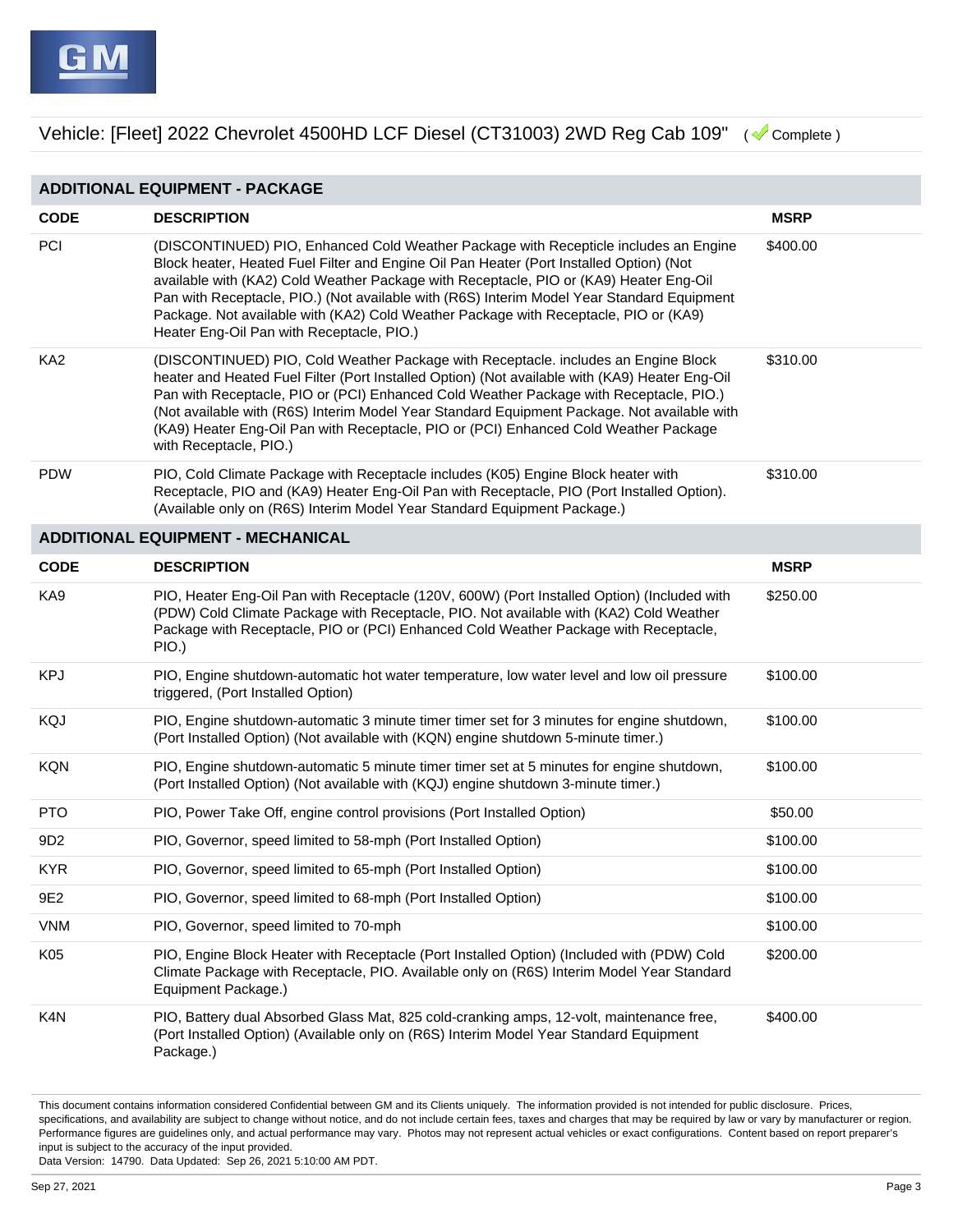Vehicle: [Fleet] 2022 Chevrolet 4500HD LCF Diesel (CT31003) 2WD Reg Cab 109" ( Complete )

## ADDITIONAL EQUIPMENT - PACKAGE

| CODE | DESCRIPTION | MSRP |
| --- | --- | --- |
| PCI | (DISCONTINUED) PIO, Enhanced Cold Weather Package with Recepticle includes an Engine Block heater, Heated Fuel Filter and Engine Oil Pan Heater (Port Installed Option) (Not available with (KA2) Cold Weather Package with Receptacle, PIO or (KA9) Heater Eng-Oil Pan with Receptacle, PIO.) (Not available with (R6S) Interim Model Year Standard Equipment Package. Not available with (KA2) Cold Weather Package with Receptacle, PIO or (KA9) Heater Eng-Oil Pan with Receptacle, PIO.) | $400.00 |
| KA2 | (DISCONTINUED) PIO, Cold Weather Package with Receptacle. includes an Engine Block heater and Heated Fuel Filter (Port Installed Option) (Not available with (KA9) Heater Eng-Oil Pan with Receptacle, PIO or (PCI) Enhanced Cold Weather Package with Receptacle, PIO.) (Not available with (R6S) Interim Model Year Standard Equipment Package. Not available with (KA9) Heater Eng-Oil Pan with Receptacle, PIO or (PCI) Enhanced Cold Weather Package with Receptacle, PIO.) | $310.00 |
| PDW | PIO, Cold Climate Package with Receptacle includes (K05) Engine Block heater with Receptacle, PIO and (KA9) Heater Eng-Oil Pan with Receptacle, PIO (Port Installed Option). (Available only on (R6S) Interim Model Year Standard Equipment Package.) | $310.00 |

## ADDITIONAL EQUIPMENT - MECHANICAL

| CODE | DESCRIPTION | MSRP |
| --- | --- | --- |
| KA9 | PIO, Heater Eng-Oil Pan with Receptacle (120V, 600W) (Port Installed Option) (Included with (PDW) Cold Climate Package with Receptacle, PIO. Not available with (KA2) Cold Weather Package with Receptacle, PIO or (PCI) Enhanced Cold Weather Package with Receptacle, PIO.) | $250.00 |
| KPJ | PIO, Engine shutdown-automatic hot water temperature, low water level and low oil pressure triggered, (Port Installed Option) | $100.00 |
| KQJ | PIO, Engine shutdown-automatic 3 minute timer timer set for 3 minutes for engine shutdown, (Port Installed Option) (Not available with (KQN) engine shutdown 5-minute timer.) | $100.00 |
| KQN | PIO, Engine shutdown-automatic 5 minute timer timer set at 5 minutes for engine shutdown, (Port Installed Option) (Not available with (KQJ) engine shutdown 3-minute timer.) | $100.00 |
| PTO | PIO, Power Take Off, engine control provisions (Port Installed Option) | $50.00 |
| 9D2 | PIO, Governor, speed limited to 58-mph (Port Installed Option) | $100.00 |
| KYR | PIO, Governor, speed limited to 65-mph (Port Installed Option) | $100.00 |
| 9E2 | PIO, Governor, speed limited to 68-mph (Port Installed Option) | $100.00 |
| VNM | PIO, Governor, speed limited to 70-mph | $100.00 |
| K05 | PIO, Engine Block Heater with Receptacle (Port Installed Option) (Included with (PDW) Cold Climate Package with Receptacle, PIO. Available only on (R6S) Interim Model Year Standard Equipment Package.) | $200.00 |
| K4N | PIO, Battery dual Absorbed Glass Mat, 825 cold-cranking amps, 12-volt, maintenance free, (Port Installed Option) (Available only on (R6S) Interim Model Year Standard Equipment Package.) | $400.00 |

This document contains information considered Confidential between GM and its Clients uniquely. The information provided is not intended for public disclosure. Prices, specifications, and availability are subject to change without notice, and do not include certain fees, taxes and charges that may be required by law or vary by manufacturer or region. Performance figures are guidelines only, and actual performance may vary. Photos may not represent actual vehicles or exact configurations. Content based on report preparer's input is subject to the accuracy of the input provided.
Data Version: 14790. Data Updated: Sep 26, 2021 5:10:00 AM PDT.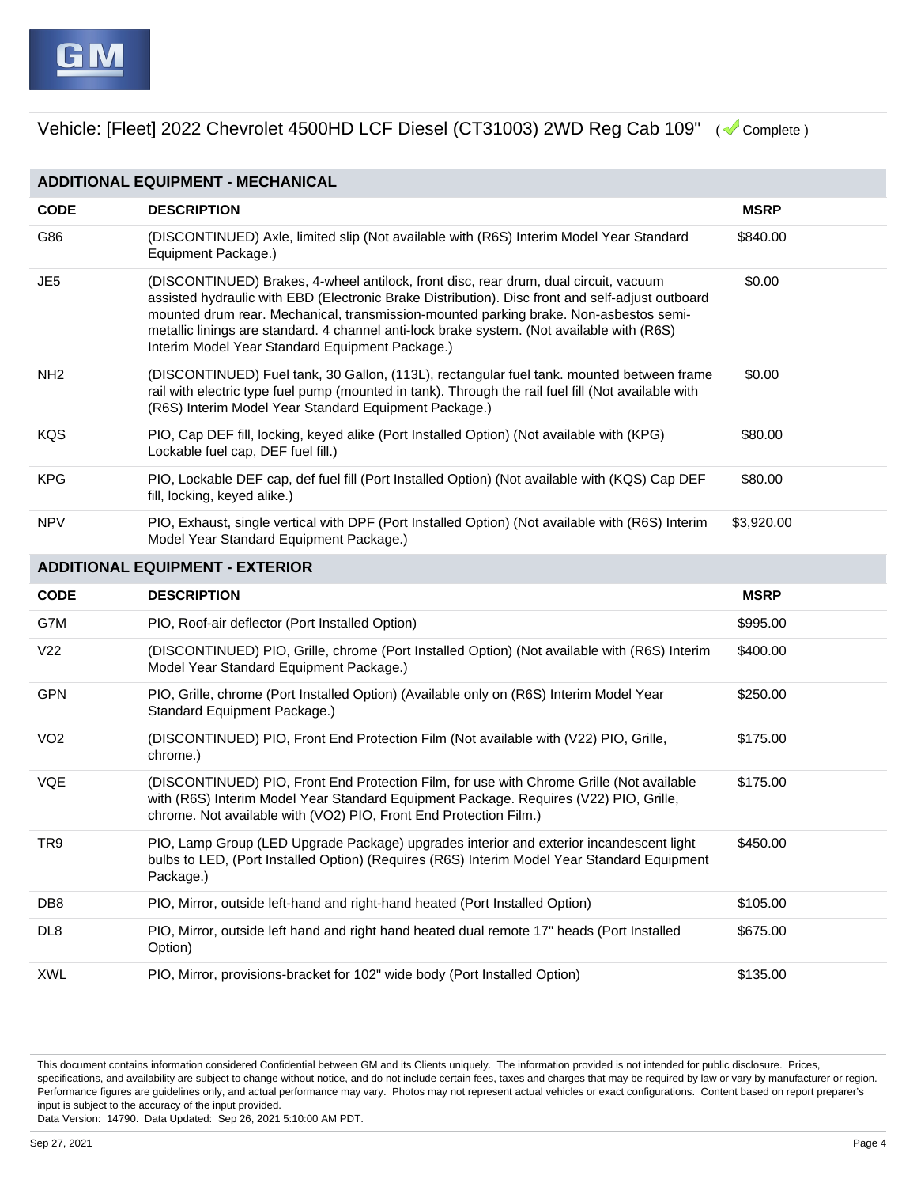Vehicle: [Fleet] 2022 Chevrolet 4500HD LCF Diesel (CT31003) 2WD Reg Cab 109" ( Complete )

## ADDITIONAL EQUIPMENT - MECHANICAL

| CODE | DESCRIPTION | MSRP |
|---|---|---|
| G86 | (DISCONTINUED) Axle, limited slip (Not available with (R6S) Interim Model Year Standard Equipment Package.) | $840.00 |
| JE5 | (DISCONTINUED) Brakes, 4-wheel antilock, front disc, rear drum, dual circuit, vacuum assisted hydraulic with EBD (Electronic Brake Distribution). Disc front and self-adjust outboard mounted drum rear. Mechanical, transmission-mounted parking brake. Non-asbestos semi-metallic linings are standard. 4 channel anti-lock brake system. (Not available with (R6S) Interim Model Year Standard Equipment Package.) | $0.00 |
| NH2 | (DISCONTINUED) Fuel tank, 30 Gallon, (113L), rectangular fuel tank. mounted between frame rail with electric type fuel pump (mounted in tank). Through the rail fuel fill (Not available with (R6S) Interim Model Year Standard Equipment Package.) | $0.00 |
| KQS | PIO, Cap DEF fill, locking, keyed alike (Port Installed Option) (Not available with (KPG) Lockable fuel cap, DEF fuel fill.) | $80.00 |
| KPG | PIO, Lockable DEF cap, def fuel fill (Port Installed Option) (Not available with (KQS) Cap DEF fill, locking, keyed alike.) | $80.00 |
| NPV | PIO, Exhaust, single vertical with DPF (Port Installed Option) (Not available with (R6S) Interim Model Year Standard Equipment Package.) | $3,920.00 |

## ADDITIONAL EQUIPMENT - EXTERIOR

| CODE | DESCRIPTION | MSRP |
|---|---|---|
| G7M | PIO, Roof-air deflector (Port Installed Option) | $995.00 |
| V22 | (DISCONTINUED) PIO, Grille, chrome (Port Installed Option) (Not available with (R6S) Interim Model Year Standard Equipment Package.) | $400.00 |
| GPN | PIO, Grille, chrome (Port Installed Option) (Available only on (R6S) Interim Model Year Standard Equipment Package.) | $250.00 |
| VO2 | (DISCONTINUED) PIO, Front End Protection Film (Not available with (V22) PIO, Grille, chrome.) | $175.00 |
| VQE | (DISCONTINUED) PIO, Front End Protection Film, for use with Chrome Grille (Not available with (R6S) Interim Model Year Standard Equipment Package. Requires (V22) PIO, Grille, chrome. Not available with (VO2) PIO, Front End Protection Film.) | $175.00 |
| TR9 | PIO, Lamp Group (LED Upgrade Package) upgrades interior and exterior incandescent light bulbs to LED, (Port Installed Option) (Requires (R6S) Interim Model Year Standard Equipment Package.) | $450.00 |
| DB8 | PIO, Mirror, outside left-hand and right-hand heated (Port Installed Option) | $105.00 |
| DL8 | PIO, Mirror, outside left hand and right hand heated dual remote 17" heads (Port Installed Option) | $675.00 |
| XWL | PIO, Mirror, provisions-bracket for 102" wide body (Port Installed Option) | $135.00 |

This document contains information considered Confidential between GM and its Clients uniquely. The information provided is not intended for public disclosure. Prices, specifications, and availability are subject to change without notice, and do not include certain fees, taxes and charges that may be required by law or vary by manufacturer or region. Performance figures are guidelines only, and actual performance may vary. Photos may not represent actual vehicles or exact configurations. Content based on report preparer's input is subject to the accuracy of the input provided.
Data Version: 14790. Data Updated: Sep 26, 2021 5:10:00 AM PDT.

Sep 27, 2021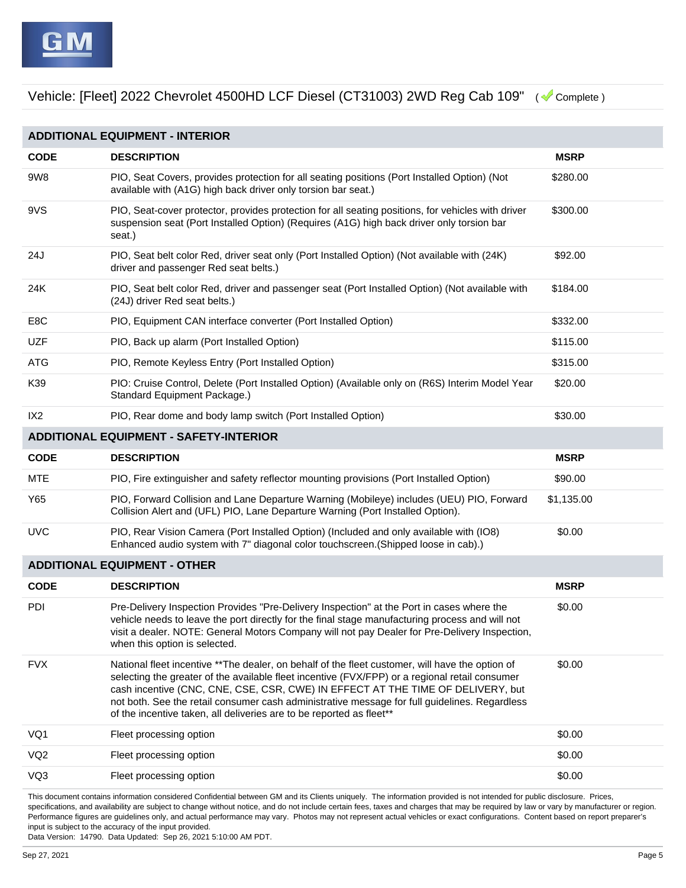Vehicle: [Fleet] 2022 Chevrolet 4500HD LCF Diesel (CT31003) 2WD Reg Cab 109" ( Complete )

## ADDITIONAL EQUIPMENT - INTERIOR

| CODE | DESCRIPTION | MSRP |
|---|---|---|
| 9W8 | PIO, Seat Covers, provides protection for all seating positions (Port Installed Option) (Not available with (A1G) high back driver only torsion bar seat.) | $280.00 |
| 9VS | PIO, Seat-cover protector, provides protection for all seating positions, for vehicles with driver suspension seat (Port Installed Option) (Requires (A1G) high back driver only torsion bar seat.) | $300.00 |
| 24J | PIO, Seat belt color Red, driver seat only (Port Installed Option) (Not available with (24K) driver and passenger Red seat belts.) | $92.00 |
| 24K | PIO, Seat belt color Red, driver and passenger seat (Port Installed Option) (Not available with (24J) driver Red seat belts.) | $184.00 |
| E8C | PIO, Equipment CAN interface converter (Port Installed Option) | $332.00 |
| UZF | PIO, Back up alarm (Port Installed Option) | $115.00 |
| ATG | PIO, Remote Keyless Entry (Port Installed Option) | $315.00 |
| K39 | PIO: Cruise Control, Delete (Port Installed Option) (Available only on (R6S) Interim Model Year Standard Equipment Package.) | $20.00 |
| IX2 | PIO, Rear dome and body lamp switch (Port Installed Option) | $30.00 |

## ADDITIONAL EQUIPMENT - SAFETY-INTERIOR

| CODE | DESCRIPTION | MSRP |
|---|---|---|
| MTE | PIO, Fire extinguisher and safety reflector mounting provisions (Port Installed Option) | $90.00 |
| Y65 | PIO, Forward Collision and Lane Departure Warning (Mobileye) includes (UEU) PIO, Forward Collision Alert and (UFL) PIO, Lane Departure Warning (Port Installed Option). | $1,135.00 |
| UVC | PIO, Rear Vision Camera (Port Installed Option) (Included and only available with (IO8) Enhanced audio system with 7" diagonal color touchscreen.(Shipped loose in cab).) | $0.00 |

## ADDITIONAL EQUIPMENT - OTHER

| CODE | DESCRIPTION | MSRP |
|---|---|---|
| PDI | Pre-Delivery Inspection Provides "Pre-Delivery Inspection" at the Port in cases where the vehicle needs to leave the port directly for the final stage manufacturing process and will not visit a dealer. NOTE: General Motors Company will not pay Dealer for Pre-Delivery Inspection, when this option is selected. | $0.00 |
| FVX | National fleet incentive **The dealer, on behalf of the fleet customer, will have the option of selecting the greater of the available fleet incentive (FVX/FPP) or a regional retail consumer cash incentive (CNC, CNE, CSE, CSR, CWE) IN EFFECT AT THE TIME OF DELIVERY, but not both. See the retail consumer cash administrative message for full guidelines. Regardless of the incentive taken, all deliveries are to be reported as fleet** | $0.00 |
| VQ1 | Fleet processing option | $0.00 |
| VQ2 | Fleet processing option | $0.00 |
| VQ3 | Fleet processing option | $0.00 |

This document contains information considered Confidential between GM and its Clients uniquely. The information provided is not intended for public disclosure. Prices, specifications, and availability are subject to change without notice, and do not include certain fees, taxes and charges that may be required by law or vary by manufacturer or region. Performance figures are guidelines only, and actual performance may vary. Photos may not represent actual vehicles or exact configurations. Content based on report preparer's input is subject to the accuracy of the input provided.
Data Version: 14790. Data Updated: Sep 26, 2021 5:10:00 AM PDT.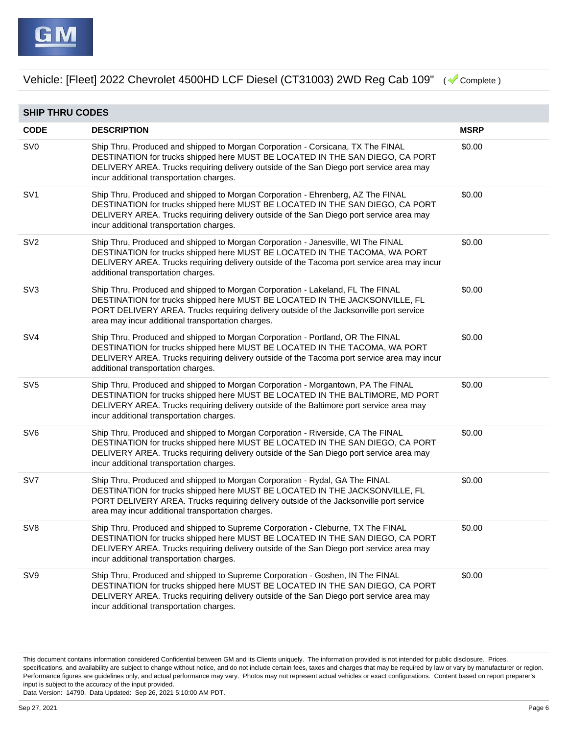Vehicle: [Fleet] 2022 Chevrolet 4500HD LCF Diesel (CT31003) 2WD Reg Cab 109" ( Complete )

## SHIP THRU CODES

| CODE | DESCRIPTION | MSRP |
|---|---|---|
| SV0 | Ship Thru, Produced and shipped to Morgan Corporation - Corsicana, TX The FINAL DESTINATION for trucks shipped here MUST BE LOCATED IN THE SAN DIEGO, CA PORT DELIVERY AREA. Trucks requiring delivery outside of the San Diego port service area may incur additional transportation charges. | $0.00 |
| SV1 | Ship Thru, Produced and shipped to Morgan Corporation - Ehrenberg, AZ The FINAL DESTINATION for trucks shipped here MUST BE LOCATED IN THE SAN DIEGO, CA PORT DELIVERY AREA. Trucks requiring delivery outside of the San Diego port service area may incur additional transportation charges. | $0.00 |
| SV2 | Ship Thru, Produced and shipped to Morgan Corporation - Janesville, WI The FINAL DESTINATION for trucks shipped here MUST BE LOCATED IN THE TACOMA, WA PORT DELIVERY AREA. Trucks requiring delivery outside of the Tacoma port service area may incur additional transportation charges. | $0.00 |
| SV3 | Ship Thru, Produced and shipped to Morgan Corporation - Lakeland, FL The FINAL DESTINATION for trucks shipped here MUST BE LOCATED IN THE JACKSONVILLE, FL PORT DELIVERY AREA. Trucks requiring delivery outside of the Jacksonville port service area may incur additional transportation charges. | $0.00 |
| SV4 | Ship Thru, Produced and shipped to Morgan Corporation - Portland, OR The FINAL DESTINATION for trucks shipped here MUST BE LOCATED IN THE TACOMA, WA PORT DELIVERY AREA. Trucks requiring delivery outside of the Tacoma port service area may incur additional transportation charges. | $0.00 |
| SV5 | Ship Thru, Produced and shipped to Morgan Corporation - Morgantown, PA The FINAL DESTINATION for trucks shipped here MUST BE LOCATED IN THE BALTIMORE, MD PORT DELIVERY AREA. Trucks requiring delivery outside of the Baltimore port service area may incur additional transportation charges. | $0.00 |
| SV6 | Ship Thru, Produced and shipped to Morgan Corporation - Riverside, CA The FINAL DESTINATION for trucks shipped here MUST BE LOCATED IN THE SAN DIEGO, CA PORT DELIVERY AREA. Trucks requiring delivery outside of the San Diego port service area may incur additional transportation charges. | $0.00 |
| SV7 | Ship Thru, Produced and shipped to Morgan Corporation - Rydal, GA The FINAL DESTINATION for trucks shipped here MUST BE LOCATED IN THE JACKSONVILLE, FL PORT DELIVERY AREA. Trucks requiring delivery outside of the Jacksonville port service area may incur additional transportation charges. | $0.00 |
| SV8 | Ship Thru, Produced and shipped to Supreme Corporation - Cleburne, TX The FINAL DESTINATION for trucks shipped here MUST BE LOCATED IN THE SAN DIEGO, CA PORT DELIVERY AREA. Trucks requiring delivery outside of the San Diego port service area may incur additional transportation charges. | $0.00 |
| SV9 | Ship Thru, Produced and shipped to Supreme Corporation - Goshen, IN The FINAL DESTINATION for trucks shipped here MUST BE LOCATED IN THE SAN DIEGO, CA PORT DELIVERY AREA. Trucks requiring delivery outside of the San Diego port service area may incur additional transportation charges. | $0.00 |

This document contains information considered Confidential between GM and its Clients uniquely. The information provided is not intended for public disclosure. Prices, specifications, and availability are subject to change without notice, and do not include certain fees, taxes and charges that may be required by law or vary by manufacturer or region. Performance figures are guidelines only, and actual performance may vary. Photos may not represent actual vehicles or exact configurations. Content based on report preparer's input is subject to the accuracy of the input provided.
Data Version: 14790. Data Updated: Sep 26, 2021 5:10:00 AM PDT.

Sep 27, 2021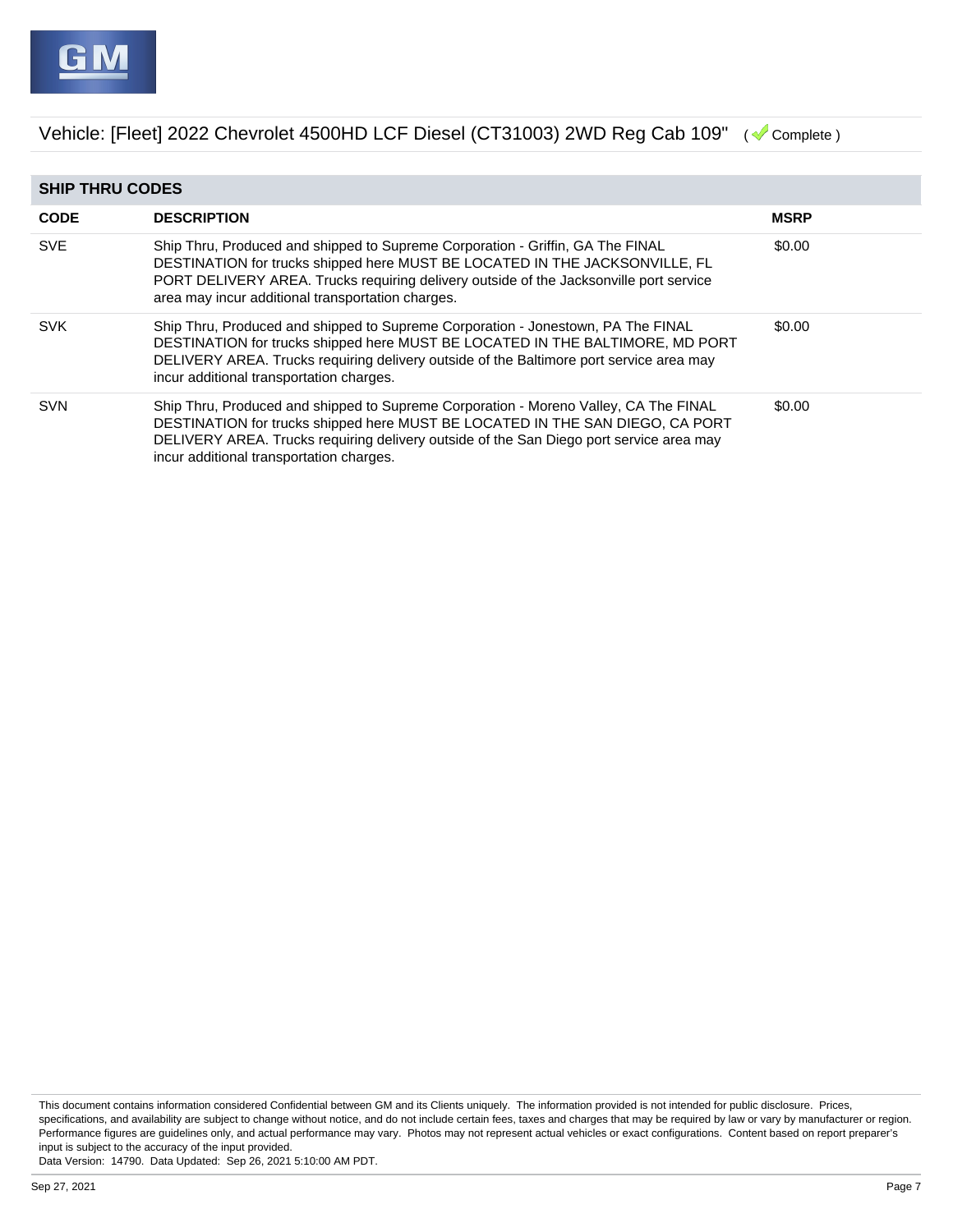Vehicle: [Fleet] 2022 Chevrolet 4500HD LCF Diesel (CT31003) 2WD Reg Cab 109" ( Complete )

## SHIP THRU CODES

| CODE | DESCRIPTION | MSRP |
|---|---|---|
| SVE | Ship Thru, Produced and shipped to Supreme Corporation - Griffin, GA The FINAL DESTINATION for trucks shipped here MUST BE LOCATED IN THE JACKSONVILLE, FL PORT DELIVERY AREA. Trucks requiring delivery outside of the Jacksonville port service area may incur additional transportation charges. | $0.00 |
| SVK | Ship Thru, Produced and shipped to Supreme Corporation - Jonestown, PA The FINAL DESTINATION for trucks shipped here MUST BE LOCATED IN THE BALTIMORE, MD PORT DELIVERY AREA. Trucks requiring delivery outside of the Baltimore port service area may incur additional transportation charges. | $0.00 |
| SVN | Ship Thru, Produced and shipped to Supreme Corporation - Moreno Valley, CA The FINAL DESTINATION for trucks shipped here MUST BE LOCATED IN THE SAN DIEGO, CA PORT DELIVERY AREA. Trucks requiring delivery outside of the San Diego port service area may incur additional transportation charges. | $0.00 |

This document contains information considered Confidential between GM and its Clients uniquely. The information provided is not intended for public disclosure. Prices, specifications, and availability are subject to change without notice, and do not include certain fees, taxes and charges that may be required by law or vary by manufacturer or region. Performance figures are guidelines only, and actual performance may vary. Photos may not represent actual vehicles or exact configurations. Content based on report preparer's input is subject to the accuracy of the input provided.
Data Version: 14790. Data Updated: Sep 26, 2021 5:10:00 AM PDT.

Sep 27, 2021